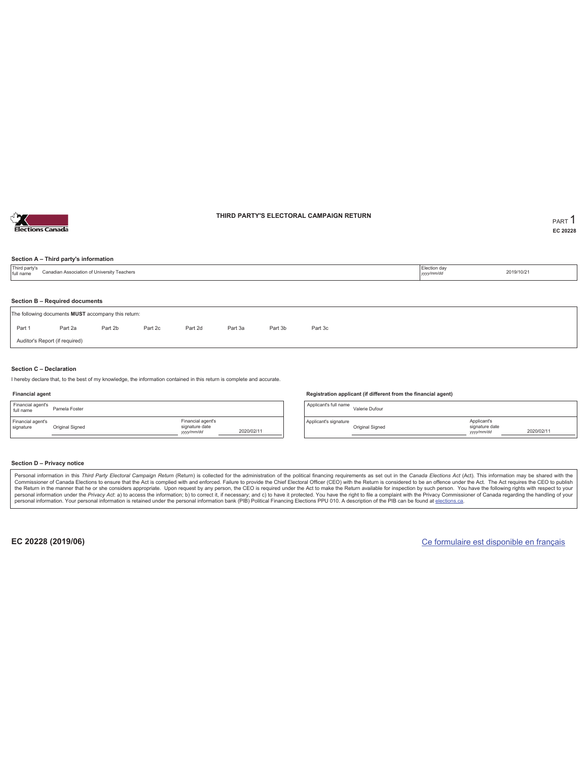# THIRD PARTY'S ELECTORAL CAMPAIGN RETURN

PART 1

EC 20228

## Section A – Third party's information

| Third party's full name | Canadian Association of University Teachers | Election day *yyyy/mm/dd* | 2019/10/21 |
|---|---|---|---|

## Section B – Required documents

The following documents **MUST** accompany this return:

| Part 1 | Part 2a | Part 2b | Part 2c | Part 2d | Part 3a | Part 3b | Part 3c |
|---|---|---|---|---|---|---|---|

Auditor's Report (if required)

## Section C – Declaration

I hereby declare that, to the best of my knowledge, the information contained in this return is complete and accurate.

**Financial agent**

| Financial agent's full name | Pamela Foster | | |
|---|---|---|---|
| Financial agent's signature | Original Signed | Financial agent's signature date *yyyy/mm/dd* | 2020/02/11 |

**Registration applicant (if different from the financial agent)**

| Applicant's full name | Valerie Dufour | | |
|---|---|---|---|
| Applicant's signature | Original Signed | Applicant's signature date *yyyy/mm/dd* | 2020/02/11 |

## Section D – Privacy notice

Personal information in this *Third Party Electoral Campaign Return* (Return) is collected for the administration of the political financing requirements as set out in the *Canada Elections Act* (Act). This information may be shared with the Commissioner of Canada Elections to ensure that the Act is complied with and enforced. Failure to provide the Chief Electoral Officer (CEO) with the Return is considered to be an offence under the Act. The Act requires the CEO to publish the Return in the manner that he or she considers appropriate. Upon request by any person, the CEO is required under the Act to make the Return available for inspection by such person. You have the following rights with respect to your personal information under the *Privacy Act*: a) to access the information; b) to correct it, if necessary; and c) to have it protected. You have the right to file a complaint with the Privacy Commissioner of Canada regarding the handling of your personal information. Your personal information is retained under the personal information bank (PIB) Political Financing Elections PPU 010. A description of the PIB can be found at elections.ca.

EC 20228 (2019/06)

Ce formulaire est disponible en français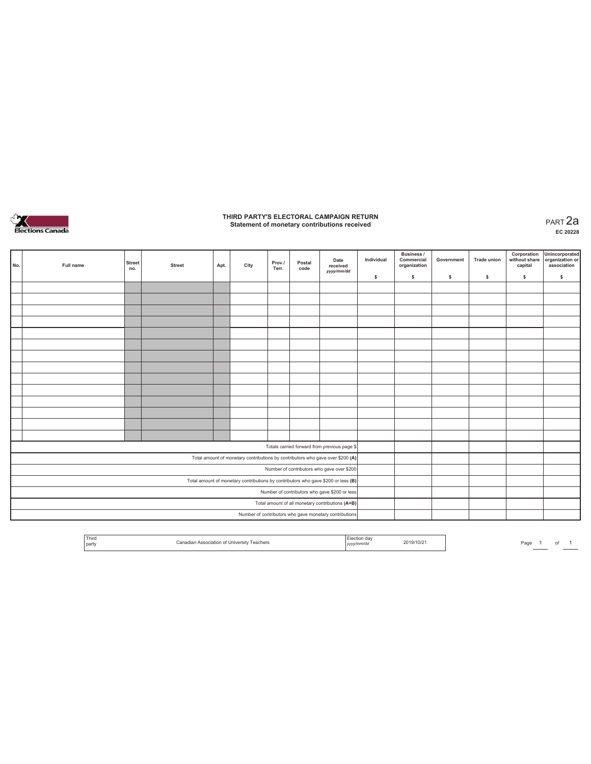# THIRD PARTY'S ELECTORAL CAMPAIGN RETURN

## Statement of monetary contributions received

PART 2a

EC 20228

| No. | Full name | Street no. | Street | Apt. | City | Prov./ Terr. | Postal code | Date received yyyy/mm/dd | Individual $ | Business / Commercial organization $ | Government $ | Trade union $ | Corporation without share capital $ | Unincorporated organization or association $ |
|---|---|---|---|---|---|---|---|---|---|---|---|---|---|---|
| | | | | | | | | | | | | | | |
| | | | | | | | | | | | | | | |
| | | | | | | | | | | | | | | |
| | | | | | | | | | | | | | | |
| | | | | | | | | | | | | | | |
| | | | | | | | | | | | | | | |
| | | | | | | | | | | | | | | |
| | | | | | | | | | | | | | | |
| | | | | | | | | | | | | | | |
| | | | | | | | | | | | | | | |
| | | | | | | | | | | | | | | |
| | | | | | | | | | | | | | | |
| | | | | | | | | | | | | | | |
| | | | | | | | | | | | | | | |
| Totals carried forward from previous page $ | | | | | | | | | | | | | | |
| Total amount of monetary contributions by contributors who gave over $200 (A) | | | | | | | | | | | | | | |
| Number of contributors who gave over $200 | | | | | | | | | | | | | | |
| Total amount of monetary contributions by contributors who gave $200 or less (B) | | | | | | | | | | | | | | |
| Number of contributors who gave $200 or less | | | | | | | | | | | | | | |
| Total amount of all monetary contributions (A+B) | | | | | | | | | | | | | | |
| Number of contributors who gave monetary contributions | | | | | | | | | | | | | | |

| Third party | Canadian Association of University Teachers | Election day yyyy/mm/dd | 2019/10/21 |
|---|---|---|---|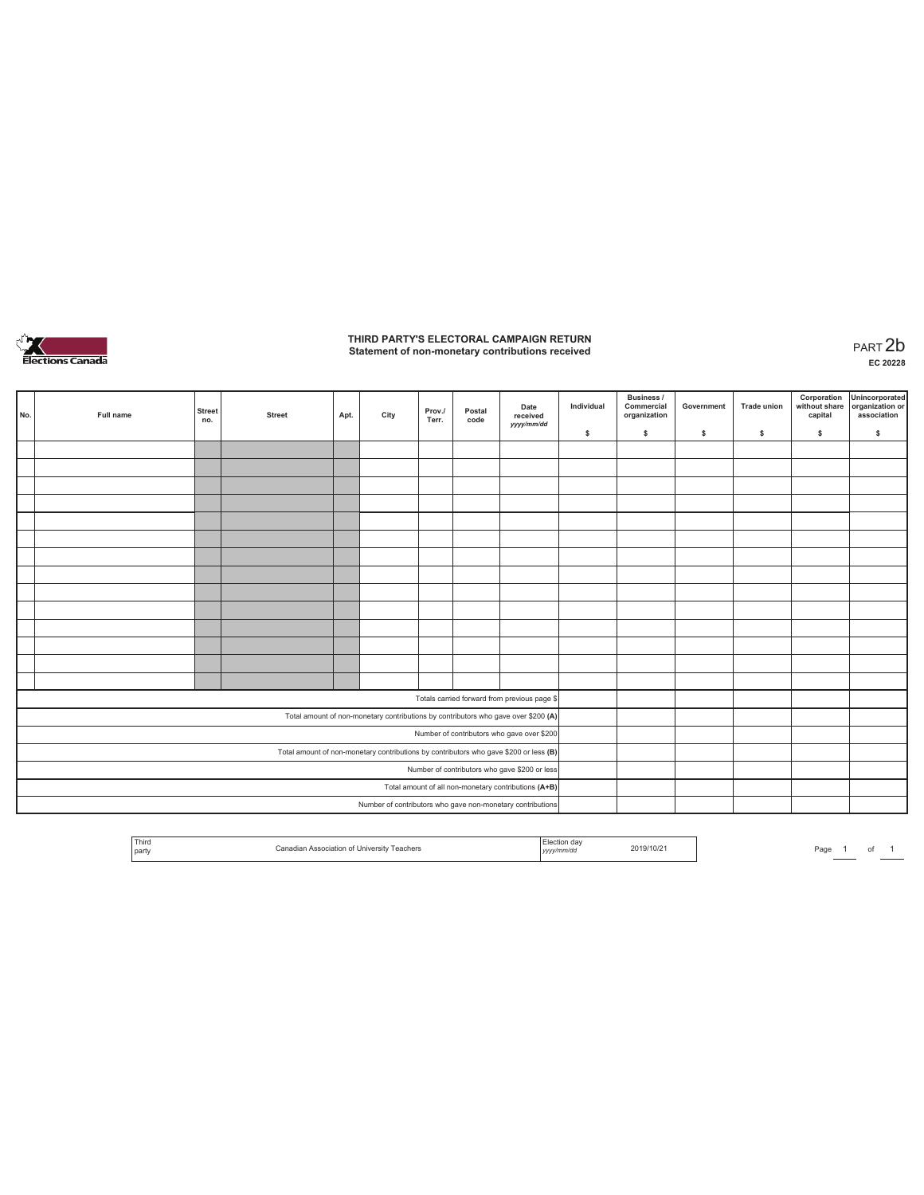# THIRD PARTY'S ELECTORAL CAMPAIGN RETURN
## Statement of non-monetary contributions received

PART 2b
**EC 20228**

| No. | Full name | Street no. | Street | Apt. | City | Prov./ Terr. | Postal code | Date received yyyy/mm/dd | Individual $ | Business / Commercial organization $ | Government $ | Trade union $ | Corporation without share capital $ | Unincorporated organization or association $ |
|---|---|---|---|---|---|---|---|---|---|---|---|---|---|---|
| | | | | | | | | | | | | | | |
| | | | | | | | | | | | | | | |
| | | | | | | | | | | | | | | |
| | | | | | | | | | | | | | | |
| | | | | | | | | | | | | | | |
| | | | | | | | | | | | | | | |
| | | | | | | | | | | | | | | |
| | | | | | | | | | | | | | | |
| | | | | | | | | | | | | | | |
| | | | | | | | | | | | | | | |
| | | | | | | | | | | | | | | |
| | | | | | | | | | | | | | | |
| | | | | | | | | | | | | | | |
| | | | | | | | | | | | | | | |
| Totals carried forward from previous page $ | | | | | | | | | | | | | | |
| Total amount of non-monetary contributions by contributors who gave over $200 (A) | | | | | | | | | | | | | | |
| Number of contributors who gave over $200 | | | | | | | | | | | | | | |
| Total amount of non-monetary contributions by contributors who gave $200 or less (B) | | | | | | | | | | | | | | |
| Number of contributors who gave $200 or less | | | | | | | | | | | | | | |
| Total amount of all non-monetary contributions (A+B) | | | | | | | | | | | | | | |
| Number of contributors who gave non-monetary contributions | | | | | | | | | | | | | | |

| Third party | Canadian Association of University Teachers | Election day yyyy/mm/dd | 2019/10/21 |
|---|---|---|---|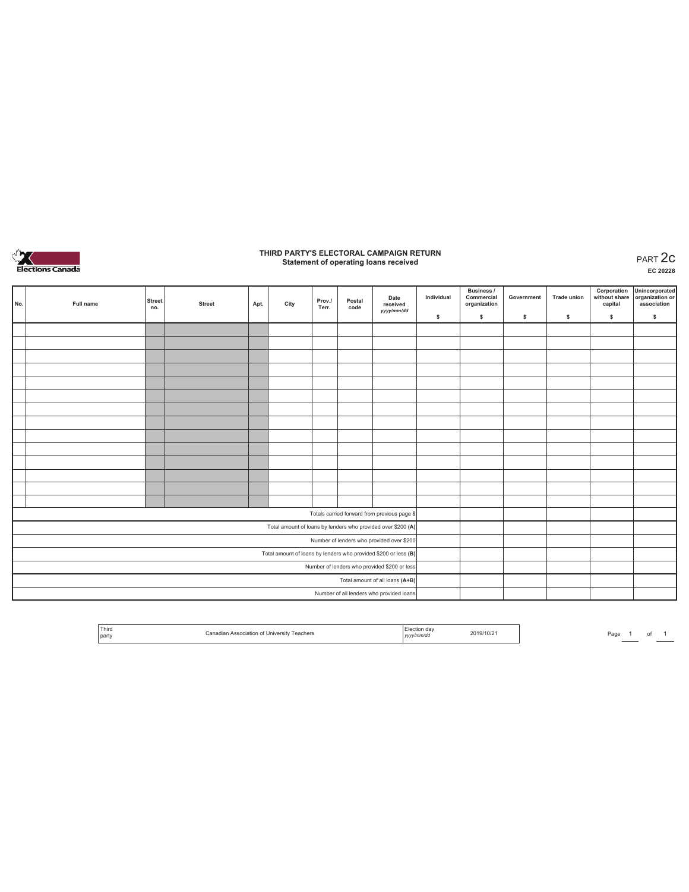# THIRD PARTY'S ELECTORAL CAMPAIGN RETURN

## Statement of operating loans received

PART 2c

EC 20228

| No. | Full name | Street no. | Street | Apt. | City | Prov./ Terr. | Postal code | Date received *yyyy/mm/dd* | Individual $ | Business / Commercial organization $ | Government $ | Trade union $ | Corporation without share capital $ | Unincorporated organization or association $ |
|---|---|---|---|---|---|---|---|---|---|---|---|---|---|---|
| | | | | | | | | | | | | | | |
| | | | | | | | | | | | | | | |
| | | | | | | | | | | | | | | |
| | | | | | | | | | | | | | | |
| | | | | | | | | | | | | | | |
| | | | | | | | | | | | | | | |
| | | | | | | | | | | | | | | |
| | | | | | | | | | | | | | | |
| | | | | | | | | | | | | | | |
| | | | | | | | | | | | | | | |
| | | | | | | | | | | | | | | |
| | | | | | | | | | | | | | | |
| | | | | | | | | | | | | | | |
| | | | | | | | | | | | | | | |
| Totals carried forward from previous page $ | | | | | | | | | | | | | | |
| Total amount of loans by lenders who provided over $200 **(A)** | | | | | | | | | | | | | | |
| Number of lenders who provided over $200 | | | | | | | | | | | | | | |
| Total amount of loans by lenders who provided $200 or less **(B)** | | | | | | | | | | | | | | |
| Number of lenders who provided $200 or less | | | | | | | | | | | | | | |
| Total amount of all loans **(A+B)** | | | | | | | | | | | | | | |
| Number of all lenders who provided loans | | | | | | | | | | | | | | |

| Third party | Canadian Association of University Teachers | Election day *yyyy/mm/dd* | 2019/10/21 |
|---|---|---|---|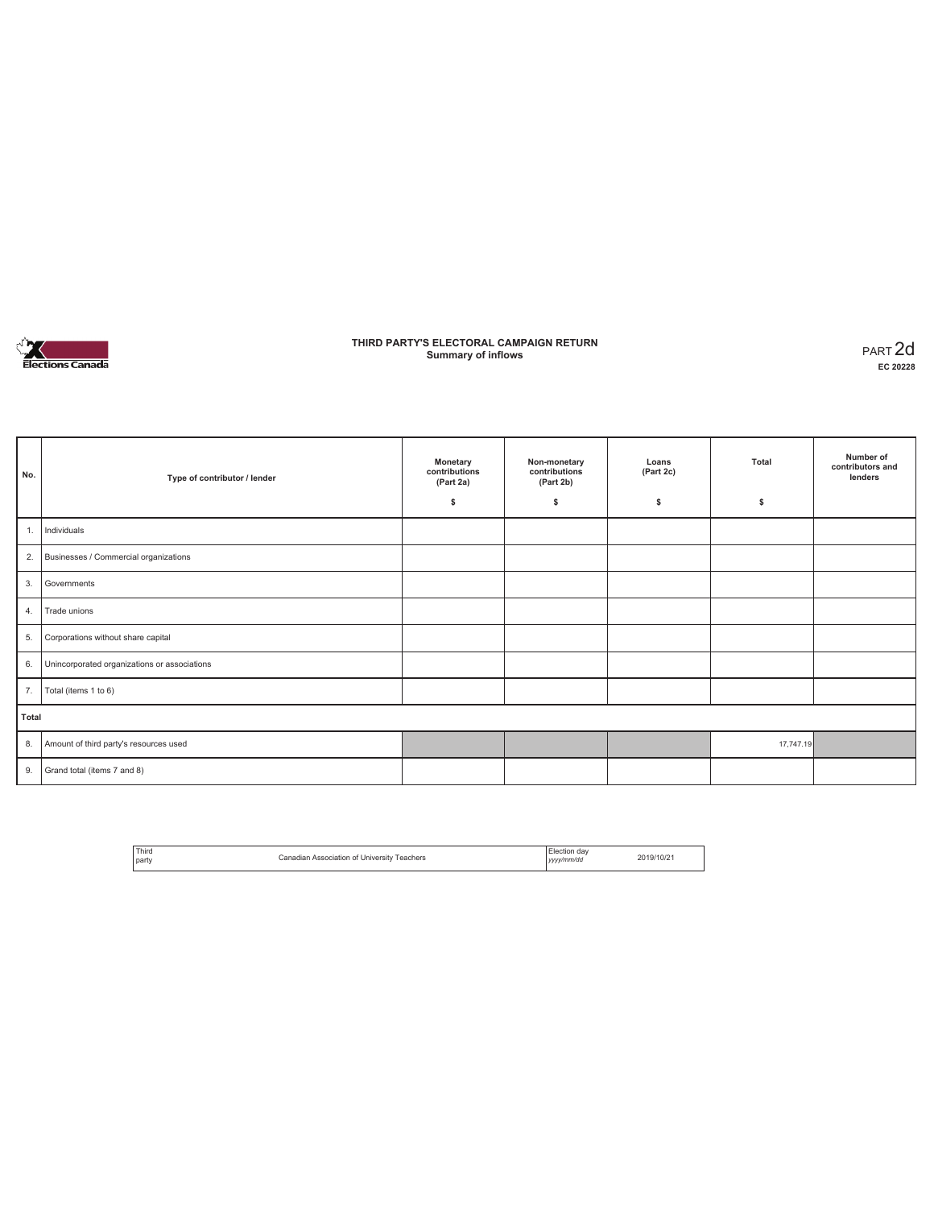# THIRD PARTY'S ELECTORAL CAMPAIGN RETURN
## Summary of inflows

PART 2d
**EC 20228**

| No. | Type of contributor / lender | Monetary contributions (Part 2a) $ | Non-monetary contributions (Part 2b) $ | Loans (Part 2c) $ | Total $ | Number of contributors and lenders |
|---|---|---|---|---|---|---|
| 1. | Individuals | | | | | |
| 2. | Businesses / Commercial organizations | | | | | |
| 3. | Governments | | | | | |
| 4. | Trade unions | | | | | |
| 5. | Corporations without share capital | | | | | |
| 6. | Unincorporated organizations or associations | | | | | |
| 7. | Total (items 1 to 6) | | | | | |
| **Total** | | | | | | |
| 8. | Amount of third party's resources used | | | | 17,747.19 | |
| 9. | Grand total (items 7 and 8) | | | | | |

| Third party | Canadian Association of University Teachers | Election day *yyyy/mm/dd* | 2019/10/21 |
|---|---|---|---|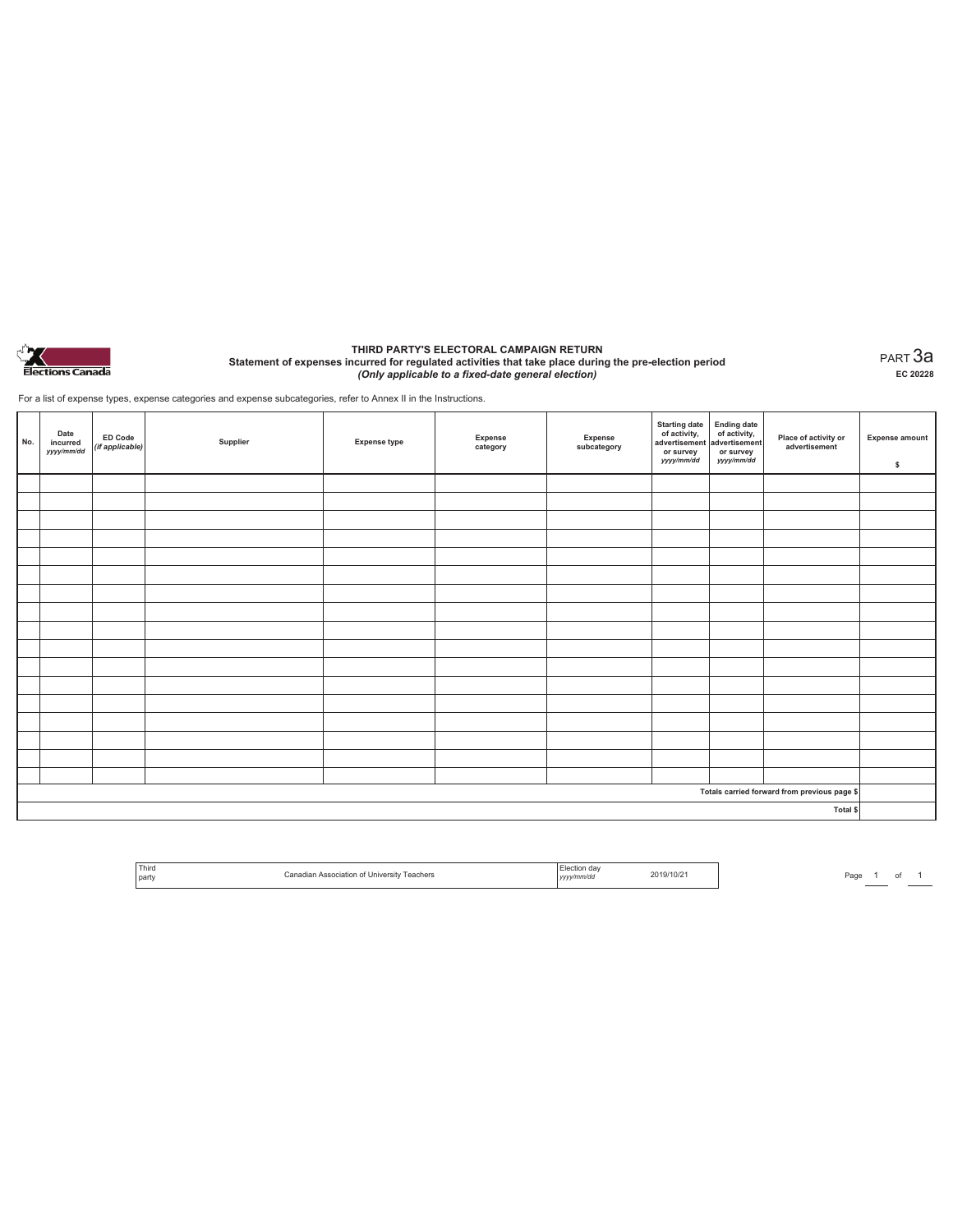# THIRD PARTY'S ELECTORAL CAMPAIGN RETURN

## Statement of expenses incurred for regulated activities that take place during the pre-election period

*(Only applicable to a fixed-date general election)*

PART 3a

EC 20228

For a list of expense types, expense categories and expense subcategories, refer to Annex II in the Instructions.

| No. | Date incurred *yyyy/mm/dd* | ED Code *(if applicable)* | Supplier | Expense type | Expense category | Expense subcategory | Starting date of activity, advertisement or survey *yyyy/mm/dd* | Ending date of activity, advertisement or survey *yyyy/mm/dd* | Place of activity or advertisement | Expense amount $ |
|---|---|---|---|---|---|---|---|---|---|---|
| | | | | | | | | | | |
| | | | | | | | | | | |
| | | | | | | | | | | |
| | | | | | | | | | | |
| | | | | | | | | | | |
| | | | | | | | | | | |
| | | | | | | | | | | |
| | | | | | | | | | | |
| | | | | | | | | | | |
| | | | | | | | | | | |
| | | | | | | | | | | |
| | | | | | | | | | | |
| | | | | | | | | | | |
| | | | | | | | | | | |
| | | | | | | | | | | |
| | | | | | | | | | | |
| | | | | | | | | | | |
| Totals carried forward from previous page $ | | | | | | | | | | |
| Total $ | | | | | | | | | | |

| Third party | Canadian Association of University Teachers | Election day *yyyy/mm/dd* | 2019/10/21 |
|---|---|---|---|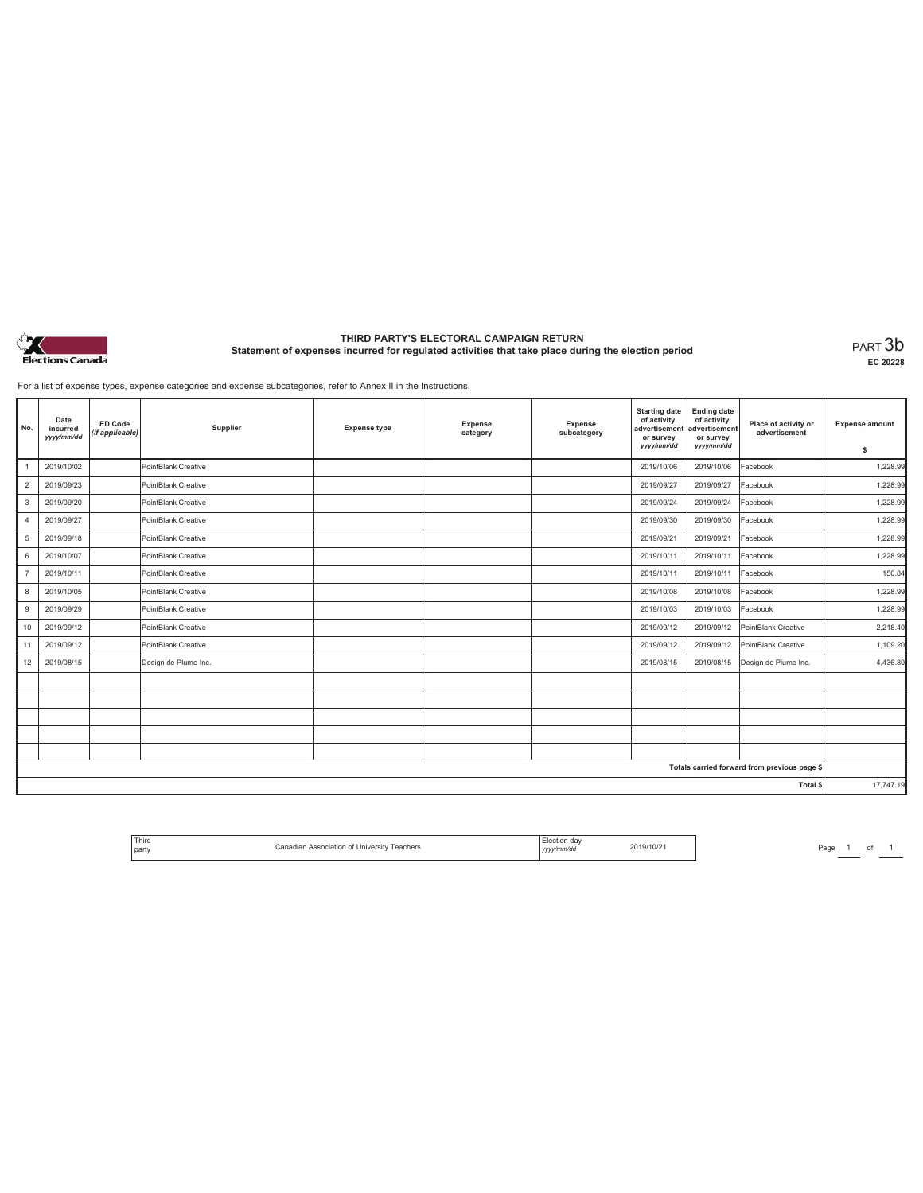# THIRD PARTY'S ELECTORAL CAMPAIGN RETURN

## Statement of expenses incurred for regulated activities that take place during the election period

PART 3b

EC 20228

For a list of expense types, expense categories and expense subcategories, refer to Annex II in the Instructions.

| No. | Date incurred yyyy/mm/dd | ED Code (if applicable) | Supplier | Expense type | Expense category | Expense subcategory | Starting date of activity, advertisement or survey yyyy/mm/dd | Ending date of activity, advertisement or survey yyyy/mm/dd | Place of activity or advertisement | Expense amount $ |
|---|---|---|---|---|---|---|---|---|---|---|
| 1 | 2019/10/02 | | PointBlank Creative | | | | 2019/10/06 | 2019/10/06 | Facebook | 1,228.99 |
| 2 | 2019/09/23 | | PointBlank Creative | | | | 2019/09/27 | 2019/09/27 | Facebook | 1,228.99 |
| 3 | 2019/09/20 | | PointBlank Creative | | | | 2019/09/24 | 2019/09/24 | Facebook | 1,228.99 |
| 4 | 2019/09/27 | | PointBlank Creative | | | | 2019/09/30 | 2019/09/30 | Facebook | 1,228.99 |
| 5 | 2019/09/18 | | PointBlank Creative | | | | 2019/09/21 | 2019/09/21 | Facebook | 1,228.99 |
| 6 | 2019/10/07 | | PointBlank Creative | | | | 2019/10/11 | 2019/10/11 | Facebook | 1,228.99 |
| 7 | 2019/10/11 | | PointBlank Creative | | | | 2019/10/11 | 2019/10/11 | Facebook | 150.84 |
| 8 | 2019/10/05 | | PointBlank Creative | | | | 2019/10/08 | 2019/10/08 | Facebook | 1,228.99 |
| 9 | 2019/09/29 | | PointBlank Creative | | | | 2019/10/03 | 2019/10/03 | Facebook | 1,228.99 |
| 10 | 2019/09/12 | | PointBlank Creative | | | | 2019/09/12 | 2019/09/12 | PointBlank Creative | 2,218.40 |
| 11 | 2019/09/12 | | PointBlank Creative | | | | 2019/09/12 | 2019/09/12 | PointBlank Creative | 1,109.20 |
| 12 | 2019/08/15 | | Design de Plume Inc. | | | | 2019/08/15 | 2019/08/15 | Design de Plume Inc. | 4,436.80 |
| | | | | | | | | | | |
| | | | | | | | | | | |
| | | | | | | | | | | |
| | | | | | | | | | | |
| | | | | | | | | | | |
| | | | | | | | | | Totals carried forward from previous page $ | |
| | | | | | | | | | Total $ | 17,747.19 |

| Third party | Canadian Association of University Teachers | Election day yyyy/mm/dd | 2019/10/21 |
|---|---|---|---|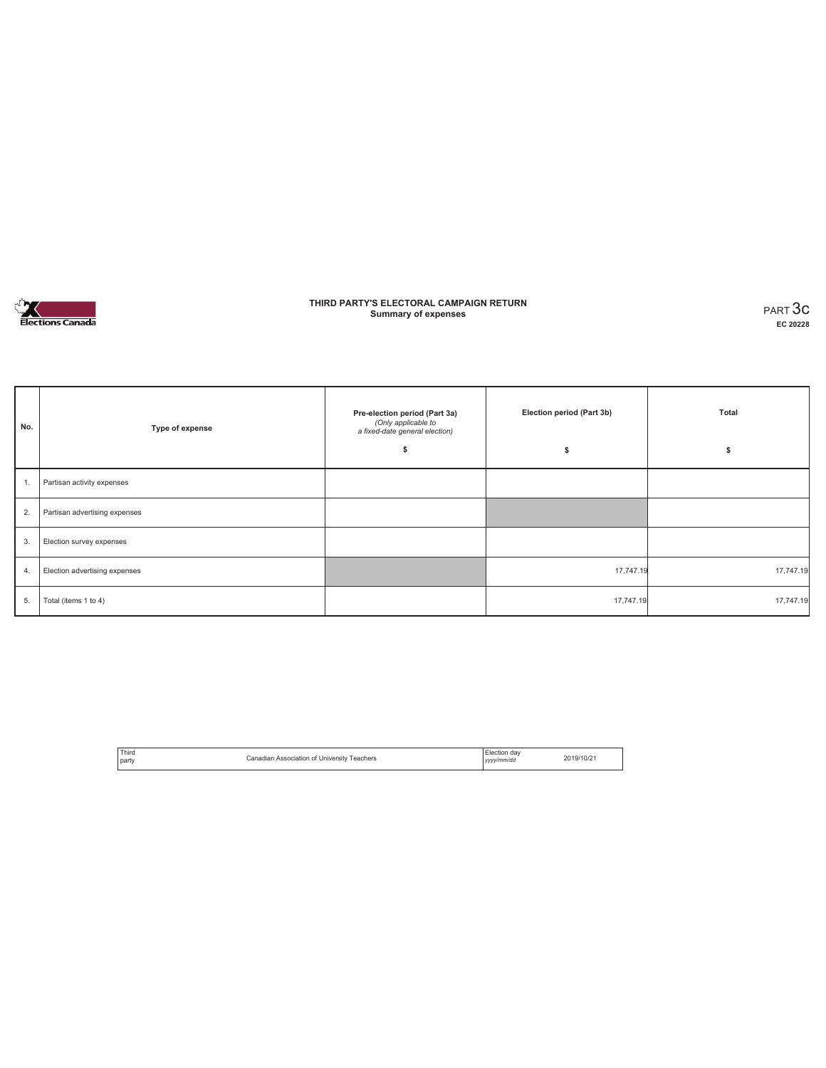# THIRD PARTY'S ELECTORAL CAMPAIGN RETURN
## Summary of expenses

PART 3c
**EC 20228**

| No. | Type of expense | Pre-election period (Part 3a) *(Only applicable to a fixed-date general election)* $ | Election period (Part 3b) $ | Total $ |
|---|---|---|---|---|
| 1. | Partisan activity expenses | | | |
| 2. | Partisan advertising expenses | | | |
| 3. | Election survey expenses | | | |
| 4. | Election advertising expenses | | 17,747.19 | 17,747.19 |
| 5. | Total (items 1 to 4) | | 17,747.19 | 17,747.19 |

| Third party | Canadian Association of University Teachers | Election day *yyyy/mm/dd* | 2019/10/21 |
|---|---|---|---|